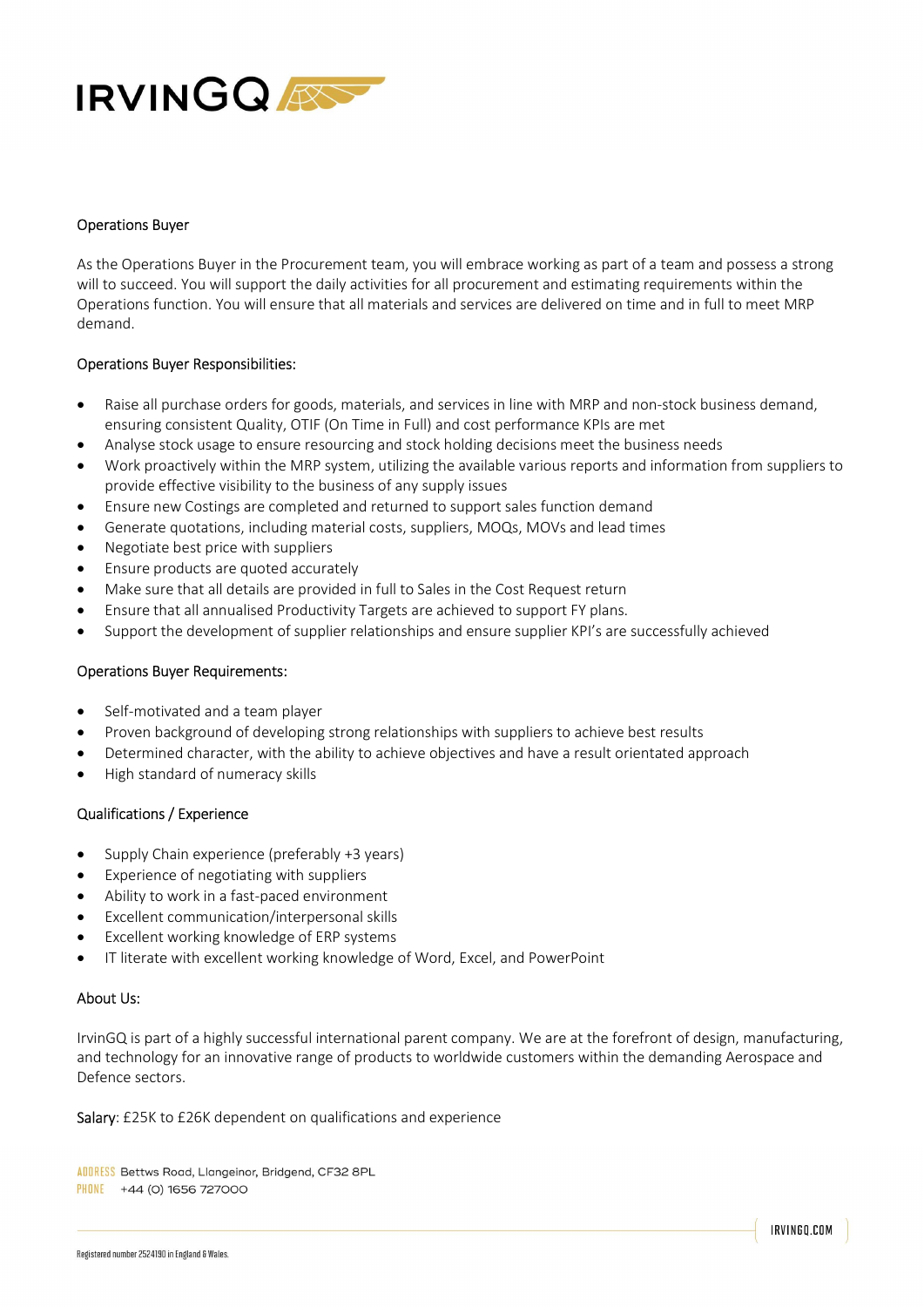# Operations Buyer

As the Operations Buyer in the Procurement team, you will embrace working as part of a team and possess a strong will to succeed. You will support the daily activities for all procurement and estimating requirements within the Operations function. You will ensure that all materials and services are delivered on time and in full to meet MRP demand.

## Operations Buyer Responsibilities:

- Raise all purchase orders for goods, materials, and services in line with MRP and non-stock business demand, ensuring consistent Quality, OTIF (On Time in Full) and cost performance KPIs are met
- Analyse stock usage to ensure resourcing and stock holding decisions meet the business needs
- Work proactively within the MRP system, utilizing the available various reports and information from suppliers to provide effective visibility to the business of any supply issues
- Ensure new Costings are completed and returned to support sales function demand
- Generate quotations, including material costs, suppliers, MOQs, MOVs and lead times
- Negotiate best price with suppliers
- Ensure products are quoted accurately
- Make sure that all details are provided in full to Sales in the Cost Request return
- Ensure that all annualised Productivity Targets are achieved to support FY plans.
- Support the development of supplier relationships and ensure supplier KPI's are successfully achieved

## Operations Buyer Requirements:

- Self-motivated and a team player
- Proven background of developing strong relationships with suppliers to achieve best results
- Determined character, with the ability to achieve objectives and have a result orientated approach
- High standard of numeracy skills

## Qualifications / Experience

- Supply Chain experience (preferably +3 years)
- Experience of negotiating with suppliers
- Ability to work in a fast-paced environment
- Excellent communication/interpersonal skills
- Excellent working knowledge of ERP systems
- IT literate with excellent working knowledge of Word, Excel, and PowerPoint

## About Us:

IrvinGQ is part of a highly successful international parent company. We are at the forefront of design, manufacturing, and technology for an innovative range of products to worldwide customers within the demanding Aerospace and Defence sectors.

Salary: £25K to £26K dependent on qualifications and experience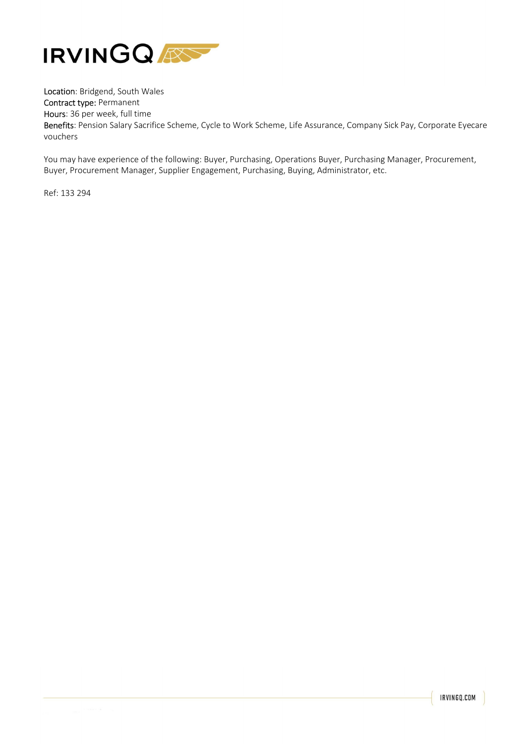**Location**: Bridgend, South Wales
**Contract type:** Permanent
**Hours**: 36 per week, full time
**Benefits**: Pension Salary Sacrifice Scheme, Cycle to Work Scheme, Life Assurance, Company Sick Pay, Corporate Eyecare vouchers

You may have experience of the following: Buyer, Purchasing, Operations Buyer, Purchasing Manager, Procurement, Buyer, Procurement Manager, Supplier Engagement, Purchasing, Buying, Administrator, etc.

Ref: 133 294